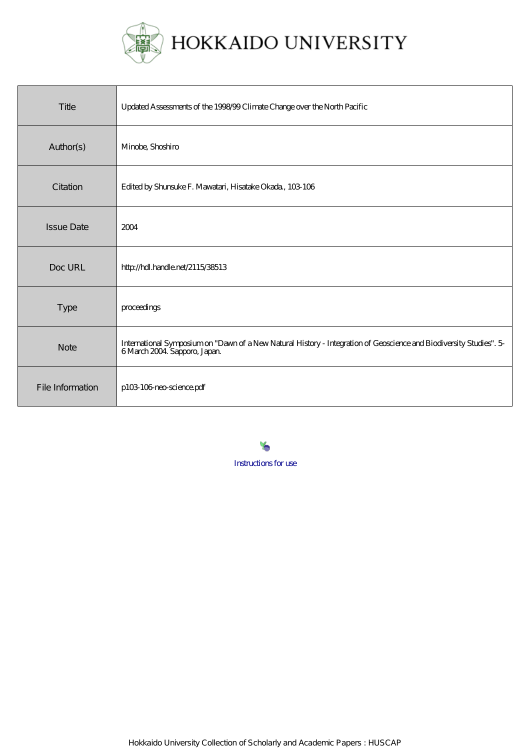# HOKKAIDO UNIVERSITY

| Title | Updated Assessments of the 1998/99 Climate Change over the North Pacific |
|---|---|
| Author(s) | Minobe, Shoshiro |
| Citation | Edited by Shunsuke F. Mawatari, Hisatake Okada., 103-106 |
| Issue Date | 2004 |
| Doc URL | http://hdl.handle.net/2115/38513 |
| Type | proceedings |
| Note | International Symposium on "Dawn of a New Natural History - Integration of Geoscience and Biodiversity Studies". 5-6 March 2004. Sapporo, Japan. |
| File Information | p103-106-neo-science.pdf |

Instructions for use

Hokkaido University Collection of Scholarly and Academic Papers : HUSCAP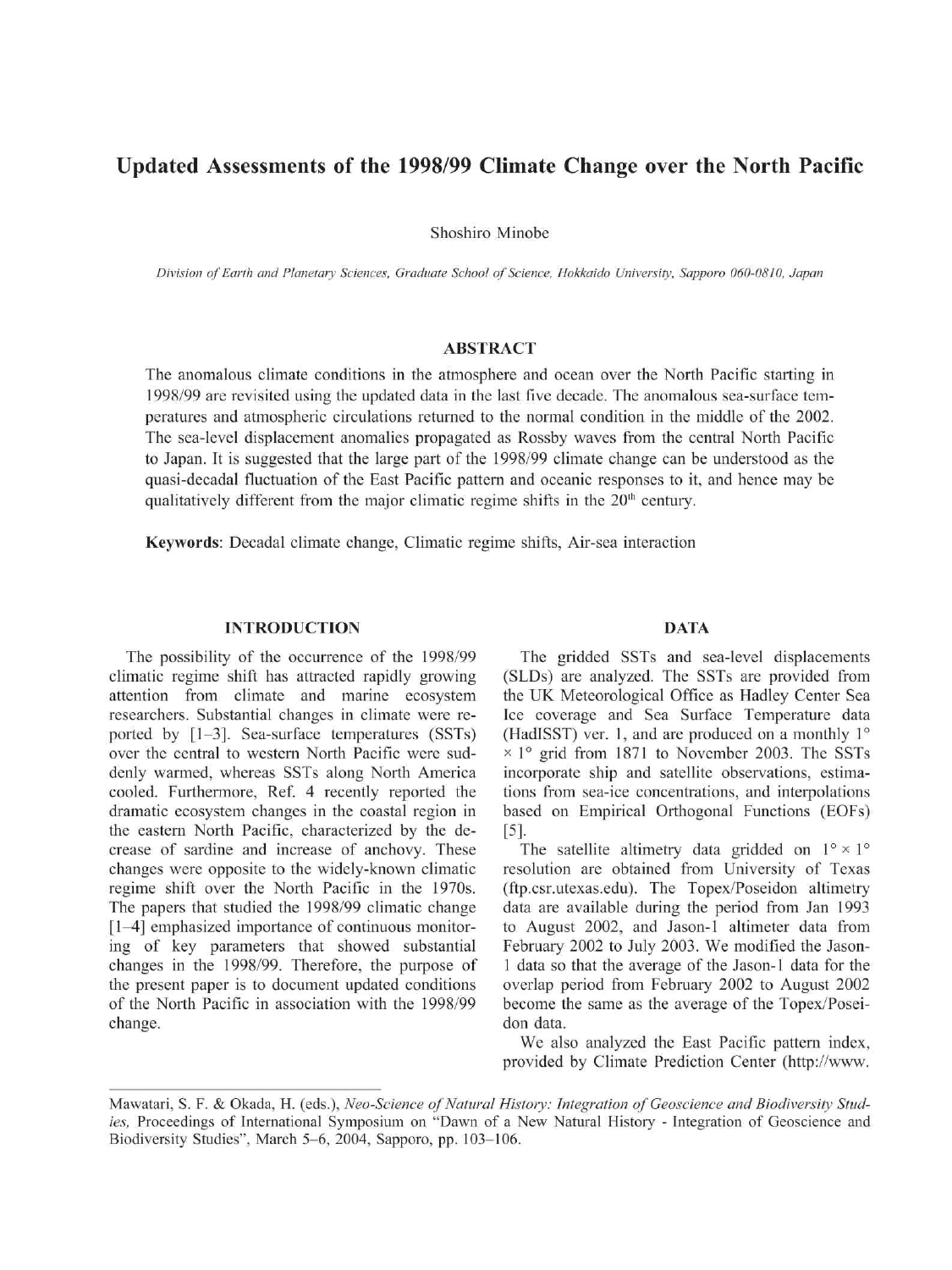# Updated Assessments of the 1998/99 Climate Change over the North Pacific

Shoshiro Minobe

*Division of Earth and Planetary Sciences, Graduate School of Science, Hokkaido University, Sapporo 060-0810, Japan*

## ABSTRACT

The anomalous climate conditions in the atmosphere and ocean over the North Pacific starting in 1998/99 are revisited using the updated data in the last five decade. The anomalous sea-surface temperatures and atmospheric circulations returned to the normal condition in the middle of the 2002. The sea-level displacement anomalies propagated as Rossby waves from the central North Pacific to Japan. It is suggested that the large part of the 1998/99 climate change can be understood as the quasi-decadal fluctuation of the East Pacific pattern and oceanic responses to it, and hence may be qualitatively different from the major climatic regime shifts in the 20th century.

**Keywords**: Decadal climate change, Climatic regime shifts, Air-sea interaction

## INTRODUCTION

The possibility of the occurrence of the 1998/99 climatic regime shift has attracted rapidly growing attention from climate and marine ecosystem researchers. Substantial changes in climate were reported by [1–3]. Sea-surface temperatures (SSTs) over the central to western North Pacific were suddenly warmed, whereas SSTs along North America cooled. Furthermore, Ref. 4 recently reported the dramatic ecosystem changes in the coastal region in the eastern North Pacific, characterized by the decrease of sardine and increase of anchovy. These changes were opposite to the widely-known climatic regime shift over the North Pacific in the 1970s. The papers that studied the 1998/99 climatic change [1–4] emphasized importance of continuous monitoring of key parameters that showed substantial changes in the 1998/99. Therefore, the purpose of the present paper is to document updated conditions of the North Pacific in association with the 1998/99 change.

## DATA

The gridded SSTs and sea-level displacements (SLDs) are analyzed. The SSTs are provided from the UK Meteorological Office as Hadley Center Sea Ice coverage and Sea Surface Temperature data (HadISST) ver. 1, and are produced on a monthly 1° × 1° grid from 1871 to November 2003. The SSTs incorporate ship and satellite observations, estimations from sea-ice concentrations, and interpolations based on Empirical Orthogonal Functions (EOFs) [5].

The satellite altimetry data gridded on 1° × 1° resolution are obtained from University of Texas (ftp.csr.utexas.edu). The Topex/Poseidon altimetry data are available during the period from Jan 1993 to August 2002, and Jason-1 altimeter data from February 2002 to July 2003. We modified the Jason-1 data so that the average of the Jason-1 data for the overlap period from February 2002 to August 2002 become the same as the average of the Topex/Poseidon data.

We also analyzed the East Pacific pattern index, provided by Climate Prediction Center (http://www.

Mawatari, S. F. & Okada, H. (eds.), *Neo-Science of Natural History: Integration of Geoscience and Biodiversity Studies*, Proceedings of International Symposium on "Dawn of a New Natural History - Integration of Geoscience and Biodiversity Studies", March 5–6, 2004, Sapporo, pp. 103–106.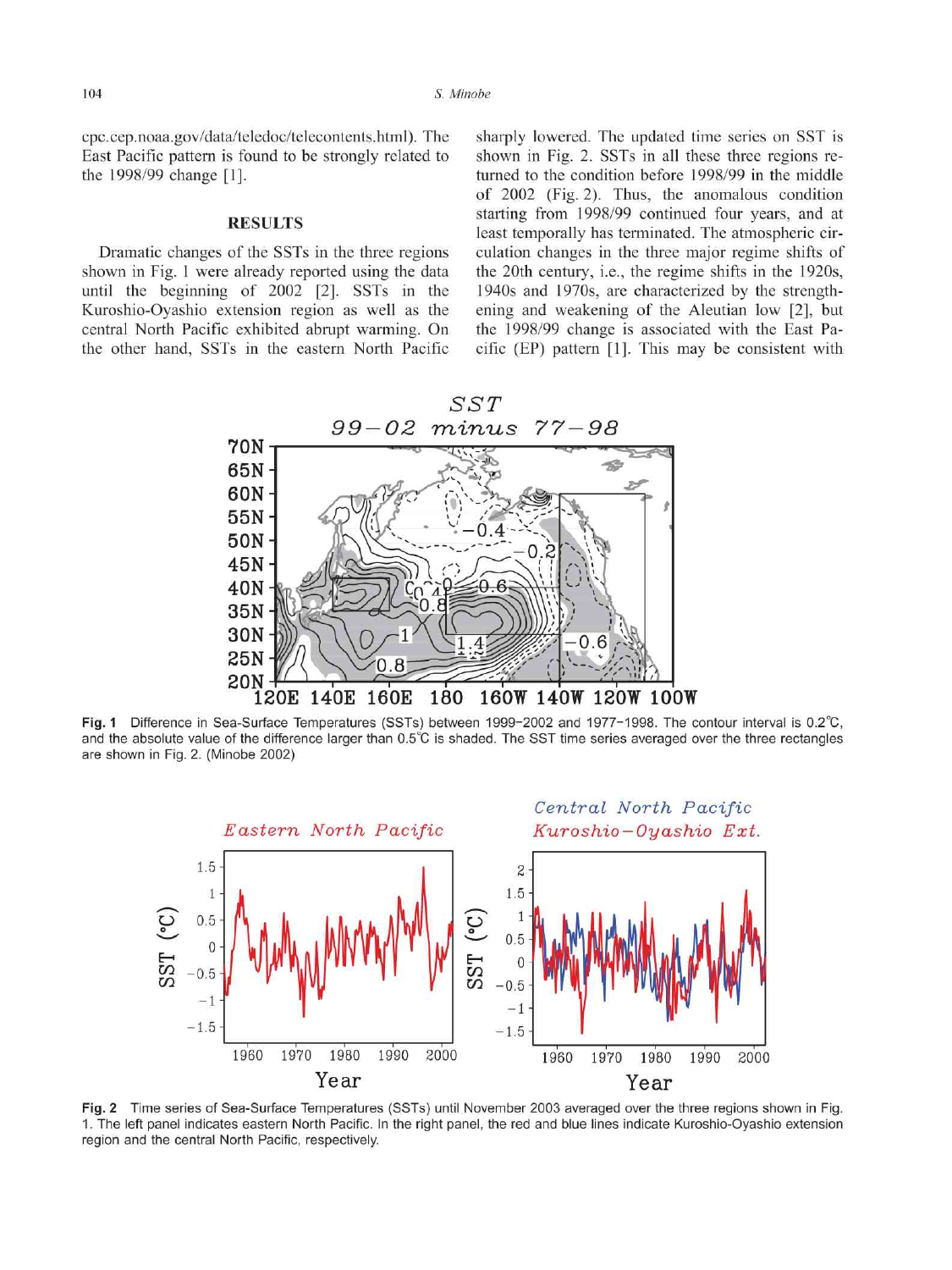cpc.cep.noaa.gov/data/teledoc/telecontents.html). The East Pacific pattern is found to be strongly related to the 1998/99 change [1].

## RESULTS

Dramatic changes of the SSTs in the three regions shown in Fig. 1 were already reported using the data until the beginning of 2002 [2]. SSTs in the Kuroshio-Oyashio extension region as well as the central North Pacific exhibited abrupt warming. On the other hand, SSTs in the eastern North Pacific sharply lowered. The updated time series on SST is shown in Fig. 2. SSTs in all these three regions returned to the condition before 1998/99 in the middle of 2002 (Fig. 2). Thus, the anomalous condition starting from 1998/99 continued four years, and at least temporally has terminated. The atmospheric circulation changes in the three major regime shifts of the 20th century, i.e., the regime shifts in the 1920s, 1940s and 1970s, are characterized by the strengthening and weakening of the Aleutian low [2], but the 1998/99 change is associated with the East Pacific (EP) pattern [1]. This may be consistent with

**Fig. 1** Difference in Sea-Surface Temperatures (SSTs) between 1999–2002 and 1977–1998. The contour interval is 0.2°C, and the absolute value of the difference larger than 0.5°C is shaded. The SST time series averaged over the three rectangles are shown in Fig. 2. (Minobe 2002)

**Fig. 2** Time series of Sea-Surface Temperatures (SSTs) until November 2003 averaged over the three regions shown in Fig. 1. The left panel indicates eastern North Pacific. In the right panel, the red and blue lines indicate Kuroshio-Oyashio extension region and the central North Pacific, respectively.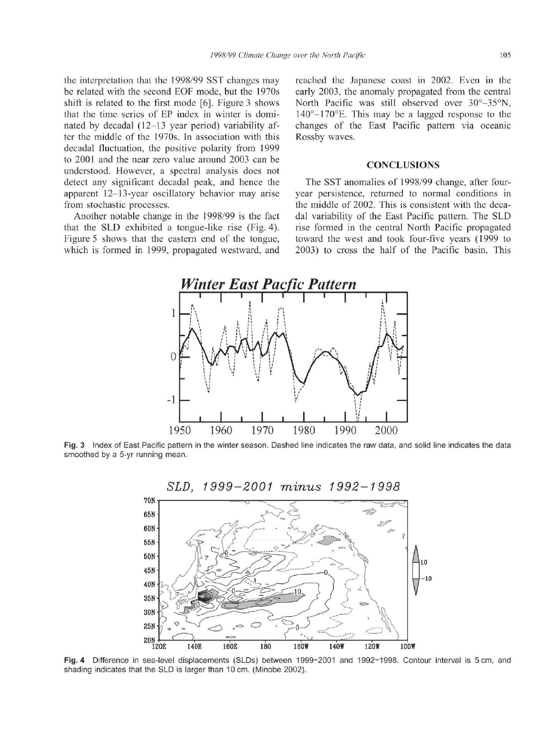the interpretation that the 1998/99 SST changes may be related with the second EOF mode, but the 1970s shift is related to the first mode [6]. Figure 3 shows that the time series of EP index in winter is dominated by decadal (12–13 year period) variability after the middle of the 1970s. In association with this decadal fluctuation, the positive polarity from 1999 to 2001 and the near zero value around 2003 can be understood. However, a spectral analysis does not detect any significant decadal peak, and hence the apparent 12–13-year oscillatory behavior may arise from stochastic processes.

Another notable change in the 1998/99 is the fact that the SLD exhibited a tongue-like rise (Fig. 4). Figure 5 shows that the eastern end of the tongue, which is formed in 1999, propagated westward, and reached the Japanese coast in 2002. Even in the early 2003, the anomaly propagated from the central North Pacific was still observed over 30°–35°N, 140°–170°E. This may be a lagged response to the changes of the East Pacific pattern via oceanic Rossby waves.

## CONCLUSIONS

The SST anomalies of 1998/99 change, after four-year persistence, returned to normal conditions in the middle of 2002. This is consistent with the decadal variability of the East Pacific pattern. The SLD rise formed in the central North Pacific propagated toward the west and took four-five years (1999 to 2003) to cross the half of the Pacific basin. This

**Fig. 3** Index of East Pacific pattern in the winter season. Dashed line indicates the raw data, and solid line indicates the data smoothed by a 5-yr running mean.

**Fig. 4** Difference in sea-level displacements (SLDs) between 1999–2001 and 1992–1998. Contour interval is 5 cm, and shading indicates that the SLD is larger than 10 cm. (Minobe 2002).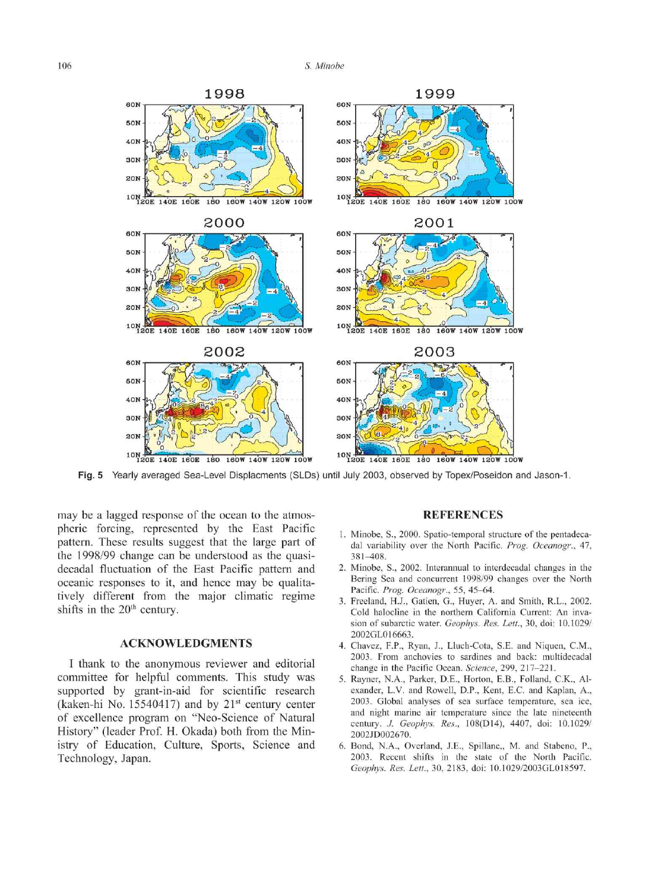1998

60N
50N
40N
30N
20N
10N
120E 140E 160E 180 160W 140W 120W 100W

1999

60N
50N
40N
30N
20N
10N
120E 140E 160E 180 160W 140W 120W 100W

2000

60N
50N
40N
30N
20N
10N
120E 140E 160E 180 160W 140W 120W 100W

2001

60N
50N
40N
30N
20N
10N
120E 140E 160E 180 160W 140W 120W 100W

2002

60N
50N
40N
30N
20N
10N
120E 140E 160E 180 160W 140W 120W 100W

2003

60N
50N
40N
30N
20N
10N
120E 140E 160E 180 160W 140W 120W 100W

**Fig. 5** Yearly averaged Sea-Level Displacments (SLDs) until July 2003, observed by Topex/Poseidon and Jason-1.

may be a lagged response of the ocean to the atmospheric forcing, represented by the East Pacific pattern. These results suggest that the large part of the 1998/99 change can be understood as the quasi-decadal fluctuation of the East Pacific pattern and oceanic responses to it, and hence may be qualitatively different from the major climatic regime shifts in the 20th century.

## ACKNOWLEDGMENTS

I thank to the anonymous reviewer and editorial committee for helpful comments. This study was supported by grant-in-aid for scientific research (kaken-hi No. 15540417) and by 21st century center of excellence program on "Neo-Science of Natural History" (leader Prof. H. Okada) both from the Ministry of Education, Culture, Sports, Science and Technology, Japan.

## REFERENCES

1. Minobe, S., 2000. Spatio-temporal structure of the pentadecadal variability over the North Pacific. *Prog. Oceanogr.*, 47, 381–408.
2. Minobe, S., 2002. Interannual to interdecadal changes in the Bering Sea and concurrent 1998/99 changes over the North Pacific. *Prog. Oceanogr.*, 55, 45–64.
3. Freeland, H.J., Gatien, G., Huyer, A. and Smith, R.L., 2002. Cold halocline in the northern California Current: An invasion of subarctic water. *Geophys. Res. Lett.*, 30, doi: 10.1029/2002GL016663.
4. Chavez, F.P., Ryan, J., Lluch-Cota, S.E. and Niquen, C.M., 2003. From anchovies to sardines and back: multidecadal change in the Pacific Ocean. *Science*, 299, 217–221.
5. Rayner, N.A., Parker, D.E., Horton, E.B., Folland, C.K., Alexander, L.V. and Rowell, D.P., Kent, E.C. and Kaplan, A., 2003. Global analyses of sea surface temperature, sea ice, and night marine air temperature since the late nineteenth century. *J. Geophys. Res.*, 108(D14), 4407, doi: 10.1029/2002JD002670.
6. Bond, N.A., Overland, J.E., Spillane,, M. and Stabeno, P., 2003. Recent shifts in the state of the North Pacific. *Geophys. Res. Lett.*, 30, 2183, doi: 10.1029/2003GL018597.